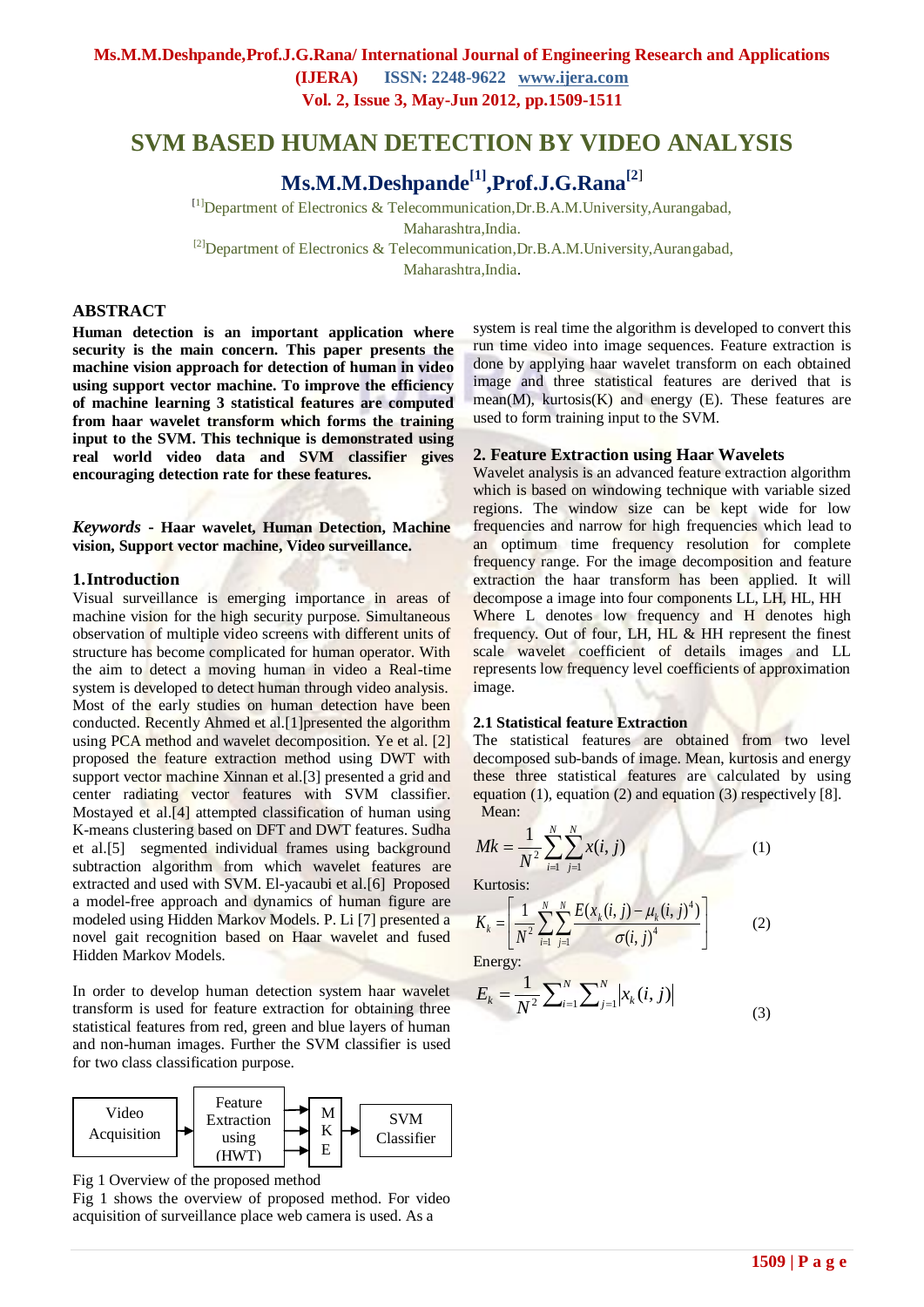# SVM BASED HUMAN DETECTION BY VIDEO ANALYSIS

## Ms.M.M.Deshpande[1],Prof.J.G.Rana[2]

[1]Department of Electronics & Telecommunication,Dr.B.A.M.University,Aurangabad, Maharashtra,India.

[2]Department of Electronics & Telecommunication,Dr.B.A.M.University,Aurangabad, Maharashtra,India.

## ABSTRACT

**Human detection is an important application where security is the main concern. This paper presents the machine vision approach for detection of human in video using support vector machine. To improve the efficiency of machine learning 3 statistical features are computed from haar wavelet transform which forms the training input to the SVM. This technique is demonstrated using real world video data and SVM classifier gives encouraging detection rate for these features.**

***Keywords*** **- Haar wavelet, Human Detection, Machine vision, Support vector machine, Video surveillance.**

## 1.Introduction

Visual surveillance is emerging importance in areas of machine vision for the high security purpose. Simultaneous observation of multiple video screens with different units of structure has become complicated for human operator. With the aim to detect a moving human in video a Real-time system is developed to detect human through video analysis. Most of the early studies on human detection have been conducted. Recently Ahmed et al.[1]presented the algorithm using PCA method and wavelet decomposition. Ye et al. [2] proposed the feature extraction method using DWT with support vector machine Xinnan et al.[3] presented a grid and center radiating vector features with SVM classifier. Mostayed et al.[4] attempted classification of human using K-means clustering based on DFT and DWT features. Sudha et al.[5] segmented individual frames using background subtraction algorithm from which wavelet features are extracted and used with SVM. El-yacaubi et al.[6] Proposed a model-free approach and dynamics of human figure are modeled using Hidden Markov Models. P. Li [7] presented a novel gait recognition based on Haar wavelet and fused Hidden Markov Models.

In order to develop human detection system haar wavelet transform is used for feature extraction for obtaining three statistical features from red, green and blue layers of human and non-human images. Further the SVM classifier is used for two class classification purpose.

Video Acquisition → Feature Extraction using (HWT) → M K E → SVM Classifier

Fig 1 Overview of the proposed method

Fig 1 shows the overview of proposed method. For video acquisition of surveillance place web camera is used. As a system is real time the algorithm is developed to convert this run time video into image sequences. Feature extraction is done by applying haar wavelet transform on each obtained image and three statistical features are derived that is mean(M), kurtosis(K) and energy (E). These features are used to form training input to the SVM.

## 2. Feature Extraction using Haar Wavelets

Wavelet analysis is an advanced feature extraction algorithm which is based on windowing technique with variable sized regions. The window size can be kept wide for low frequencies and narrow for high frequencies which lead to an optimum time frequency resolution for complete frequency range. For the image decomposition and feature extraction the haar transform has been applied. It will decompose a image into four components LL, LH, HL, HH Where L denotes low frequency and H denotes high frequency. Out of four, LH, HL & HH represent the finest scale wavelet coefficient of details images and LL represents low frequency level coefficients of approximation image.

### 2.1 Statistical feature Extraction

The statistical features are obtained from two level decomposed sub-bands of image. Mean, kurtosis and energy these three statistical features are calculated by using equation (1), equation (2) and equation (3) respectively [8].

Mean:

$$Mk = \frac{1}{N^2}\sum_{i=1}^{N}\sum_{j=1}^{N} x(i,j) \qquad (1)$$

Kurtosis:

$$K_k = \left[\frac{1}{N^2}\sum_{i=1}^{N}\sum_{j=1}^{N}\frac{E(x_k(i,j)-\mu_k(i,j)^4)}{\sigma(i,j)^4}\right] \qquad (2)$$

Energy:

$$E_k = \frac{1}{N^2}\sum_{i=1}^{N}\sum_{j=1}^{N}\left|x_k(i,j)\right| \qquad (3)$$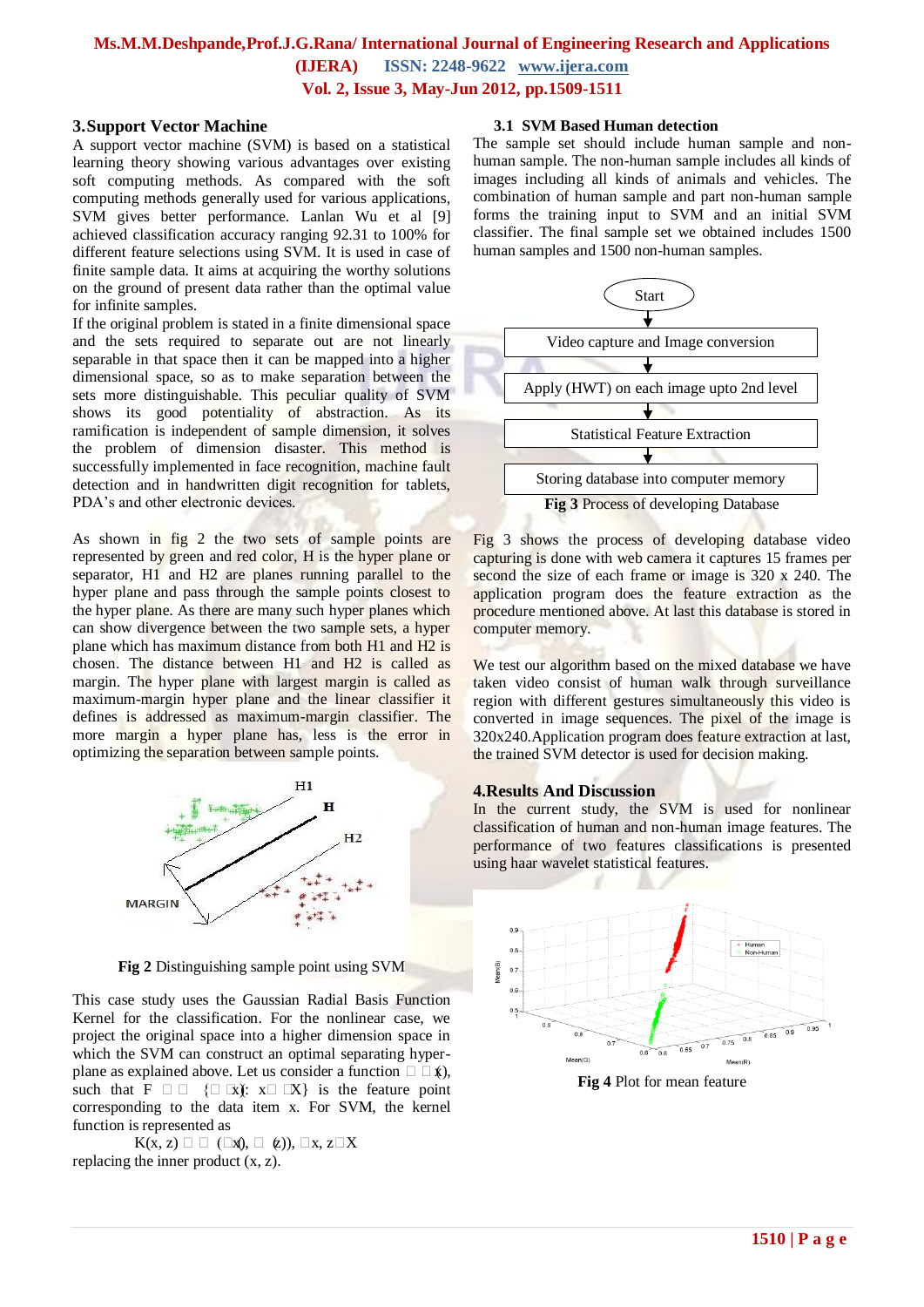## 3. Support Vector Machine

A support vector machine (SVM) is based on a statistical learning theory showing various advantages over existing soft computing methods. As compared with the soft computing methods generally used for various applications, SVM gives better performance. Lanlan Wu et al [9] achieved classification accuracy ranging 92.31 to 100% for different feature selections using SVM. It is used in case of finite sample data. It aims at acquiring the worthy solutions on the ground of present data rather than the optimal value for infinite samples.

If the original problem is stated in a finite dimensional space and the sets required to separate out are not linearly separable in that space then it can be mapped into a higher dimensional space, so as to make separation between the sets more distinguishable. This peculiar quality of SVM shows its good potentiality of abstraction. As its ramification is independent of sample dimension, it solves the problem of dimension disaster. This method is successfully implemented in face recognition, machine fault detection and in handwritten digit recognition for tablets, PDA's and other electronic devices.

As shown in fig 2 the two sets of sample points are represented by green and red color, H is the hyper plane or separator, H1 and H2 are planes running parallel to the hyper plane and pass through the sample points closest to the hyper plane. As there are many such hyper planes which can show divergence between the two sample sets, a hyper plane which has maximum distance from both H1 and H2 is chosen. The distance between H1 and H2 is called as margin. The hyper plane with largest margin is called as maximum-margin hyper plane and the linear classifier it defines is addressed as maximum-margin classifier. The more margin a hyper plane has, less is the error in optimizing the separation between sample points.

**Fig 2** Distinguishing sample point using SVM

This case study uses the Gaussian Radial Basis Function Kernel for the classification. For the nonlinear case, we project the original space into a higher dimension space in which the SVM can construct an optimal separating hyper-plane as explained above. Let us consider a function $\Phi(x)$, such that $F = \{\Phi(x): x \in X\}$ is the feature point corresponding to the data item x. For SVM, the kernel function is represented as

$$K(x, z) = (\Phi(x), \Phi(z)), \; x, z \in X$$

replacing the inner product (x, z).

### 3.1 SVM Based Human detection

The sample set should include human sample and non-human sample. The non-human sample includes all kinds of images including all kinds of animals and vehicles. The combination of human sample and part non-human sample forms the training input to SVM and an initial SVM classifier. The final sample set we obtained includes 1500 human samples and 1500 non-human samples.

Start → Video capture and Image conversion → Apply (HWT) on each image upto 2nd level → Statistical Feature Extraction → Storing database into computer memory

**Fig 3** Process of developing Database

Fig 3 shows the process of developing database video capturing is done with web camera it captures 15 frames per second the size of each frame or image is 320 x 240. The application program does the feature extraction as the procedure mentioned above. At last this database is stored in computer memory.

We test our algorithm based on the mixed database we have taken video consist of human walk through surveillance region with different gestures simultaneously this video is converted in image sequences. The pixel of the image is 320x240.Application program does feature extraction at last, the trained SVM detector is used for decision making.

## 4. Results And Discussion

In the current study, the SVM is used for nonlinear classification of human and non-human image features. The performance of two features classifications is presented using haar wavelet statistical features.

**Fig 4** Plot for mean feature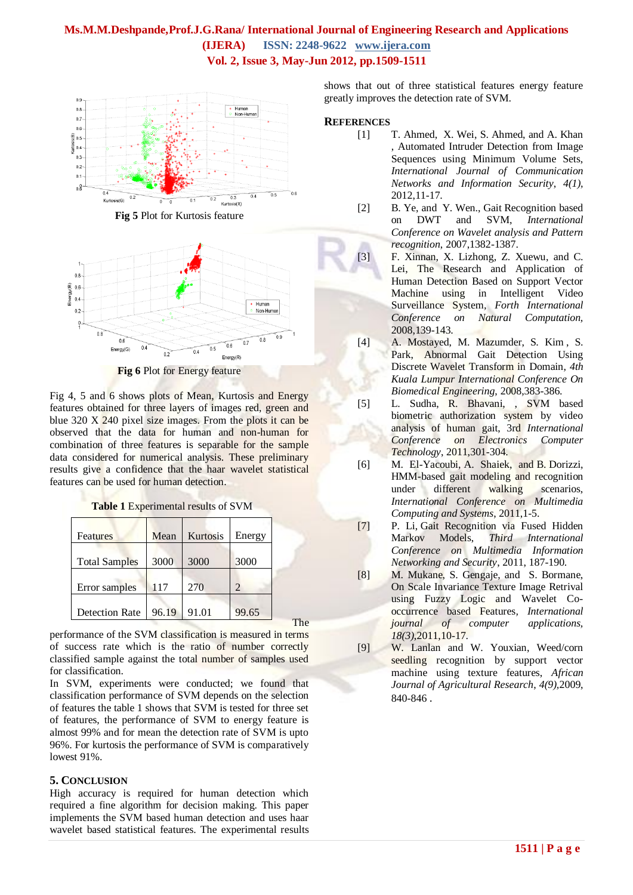Kurtosis(B)

0.9
0.8
0.7
0.6
0.5
0.4
0.3
0.2
0.1
0
0.4
Kurtosis(G)
0.2
0
0
0.1
0.2
0.3
0.4
0.5
0.6
Kurtosis(R)

Human
Non-Human

**Fig 5** Plot for Kurtosis feature

Energy(B)

1
0.8
0.6
0.4
0.2
0
1
0.8
0.6
Energy(G)
0.4
0.2
0.4
0.5
0.6
0.7
0.8
0.9
1
Energy(R)

Human
Non-Human

**Fig 6** Plot for Energy feature

Fig 4, 5 and 6 shows plots of Mean, Kurtosis and Energy features obtained for three layers of images red, green and blue 320 X 240 pixel size images. From the plots it can be observed that the data for human and non-human for combination of three features is separable for the sample data considered for numerical analysis. These preliminary results give a confidence that the haar wavelet statistical features can be used for human detection.

**Table 1** Experimental results of SVM

| Features | Mean | Kurtosis | Energy |
|---|---|---|---|
| Total Samples | 3000 | 3000 | 3000 |
| Error samples | 117 | 270 | 2 |
| Detection Rate | 96.19 | 91.01 | 99.65 |

The performance of the SVM classification is measured in terms of success rate which is the ratio of number correctly classified sample against the total number of samples used for classification.

In SVM, experiments were conducted; we found that classification performance of SVM depends on the selection of features the table 1 shows that SVM is tested for three set of features, the performance of SVM to energy feature is almost 99% and for mean the detection rate of SVM is upto 96%. For kurtosis the performance of SVM is comparatively lowest 91%.

## 5. Conclusion

High accuracy is required for human detection which required a fine algorithm for decision making. This paper implements the SVM based human detection and uses haar wavelet based statistical features. The experimental results shows that out of three statistical features energy feature greatly improves the detection rate of SVM.

## References

[1] T. Ahmed, X. Wei, S. Ahmed, and A. Khan , Automated Intruder Detection from Image Sequences using Minimum Volume Sets, *International Journal of Communication Networks and Information Security, 4(1),* 2012,11-17.

[2] B. Ye, and Y. Wen., Gait Recognition based on DWT and SVM, *International Conference on Wavelet analysis and Pattern recognition*, 2007,1382-1387.

[3] F. Xinnan, X. Lizhong, Z. Xuewu, and C. Lei, The Research and Application of Human Detection Based on Support Vector Machine using in Intelligent Video Surveillance System, *Forth International Conference on Natural Computation*, 2008,139-143.

[4] A. Mostayed, M. Mazumder, S. Kim , S. Park, Abnormal Gait Detection Using Discrete Wavelet Transform in Domain, *4th Kuala Lumpur International Conference On Biomedical Engineering*, 2008,383-386.

[5] L. Sudha, R. Bhavani, , SVM based biometric authorization system by video analysis of human gait, 3rd *International Conference on Electronics Computer Technology*, 2011,301-304.

[6] M. El-Yacoubi, A. Shaiek, and B. Dorizzi, HMM-based gait modeling and recognition under different walking scenarios, *International Conference on Multimedia Computing and Systems*, 2011,1-5.

[7] P. Li, Gait Recognition via Fused Hidden Markov Models, *Third International Conference on Multimedia Information Networking and Security*, 2011, 187-190.

[8] M. Mukane, S. Gengaje, and S. Bormane, On Scale Invariance Texture Image Retrival using Fuzzy Logic and Wavelet Co-occurrence based Features, *International journal of computer applications, 18(3)*,2011,10-17.

[9] W. Lanlan and W. Youxian, Weed/corn seedling recognition by support vector machine using texture features, *African Journal of Agricultural Research, 4(9)*,2009, 840-846 .